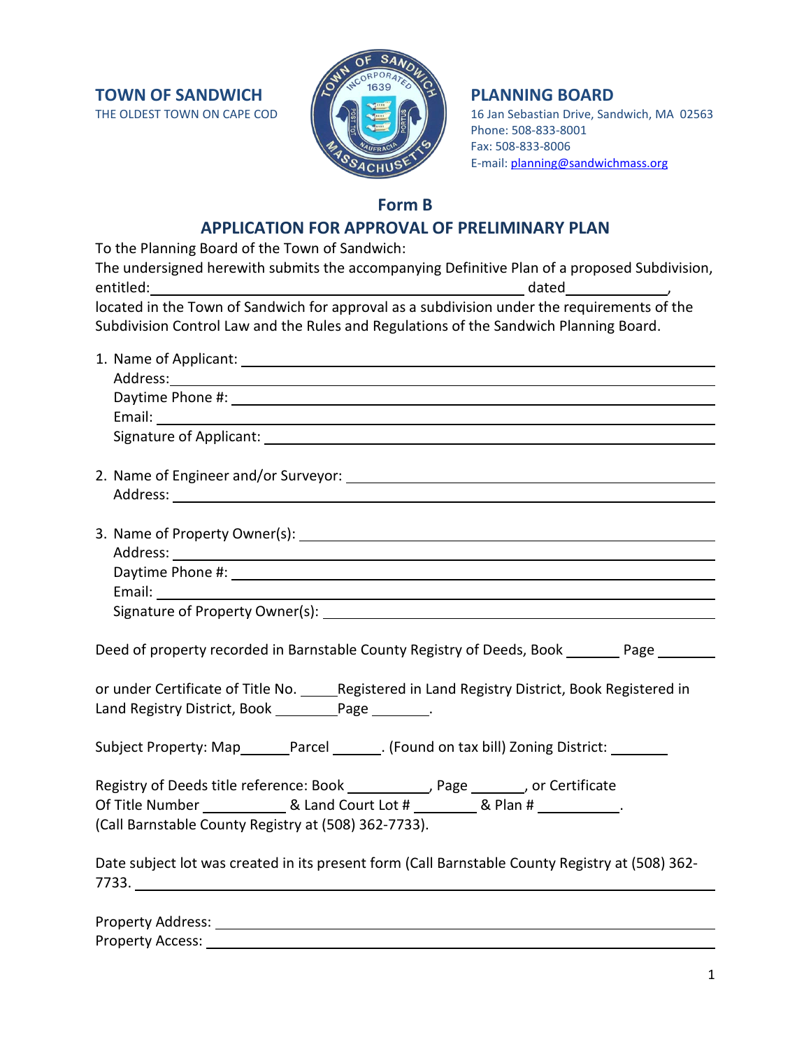**TOWN OF SANDWICH**
THE OLDEST TOWN ON CAPE COD

**PLANNING BOARD**
16 Jan Sebastian Drive, Sandwich, MA 02563
Phone: 508-833-8001
Fax: 508-833-8006
E-mail: planning@sandwichmass.org

## Form B

## APPLICATION FOR APPROVAL OF PRELIMINARY PLAN

To the Planning Board of the Town of Sandwich:

The undersigned herewith submits the accompanying Definitive Plan of a proposed Subdivision, entitled:\_\_\_\_\_\_\_\_\_\_\_\_\_\_\_\_\_\_\_\_\_\_\_\_\_\_\_\_\_\_\_\_\_\_\_\_\_\_\_\_ dated\_\_\_\_\_\_\_\_\_\_\_\_, located in the Town of Sandwich for approval as a subdivision under the requirements of the Subdivision Control Law and the Rules and Regulations of the Sandwich Planning Board.

1. Name of Applicant: \_\_\_\_\_\_\_\_\_\_\_\_\_\_\_\_\_\_\_\_\_\_\_\_\_\_\_\_\_\_\_\_\_\_\_\_\_\_\_\_
   Address:\_\_\_\_\_\_\_\_\_\_\_\_\_\_\_\_\_\_\_\_\_\_\_\_\_\_\_\_\_\_\_\_\_\_\_\_\_\_\_\_
   Daytime Phone #: \_\_\_\_\_\_\_\_\_\_\_\_\_\_\_\_\_\_\_\_\_\_\_\_\_\_\_\_\_\_\_\_\_\_\_\_\_\_\_\_
   Email: \_\_\_\_\_\_\_\_\_\_\_\_\_\_\_\_\_\_\_\_\_\_\_\_\_\_\_\_\_\_\_\_\_\_\_\_\_\_\_\_
   Signature of Applicant: \_\_\_\_\_\_\_\_\_\_\_\_\_\_\_\_\_\_\_\_\_\_\_\_\_\_\_\_\_\_\_\_\_\_\_\_\_\_\_\_

2. Name of Engineer and/or Surveyor: \_\_\_\_\_\_\_\_\_\_\_\_\_\_\_\_\_\_\_\_\_\_\_\_\_\_\_\_\_\_\_\_\_\_\_\_\_\_\_\_
   Address: \_\_\_\_\_\_\_\_\_\_\_\_\_\_\_\_\_\_\_\_\_\_\_\_\_\_\_\_\_\_\_\_\_\_\_\_\_\_\_\_

3. Name of Property Owner(s): \_\_\_\_\_\_\_\_\_\_\_\_\_\_\_\_\_\_\_\_\_\_\_\_\_\_\_\_\_\_\_\_\_\_\_\_\_\_\_\_
   Address: \_\_\_\_\_\_\_\_\_\_\_\_\_\_\_\_\_\_\_\_\_\_\_\_\_\_\_\_\_\_\_\_\_\_\_\_\_\_\_\_
   Daytime Phone #: \_\_\_\_\_\_\_\_\_\_\_\_\_\_\_\_\_\_\_\_\_\_\_\_\_\_\_\_\_\_\_\_\_\_\_\_\_\_\_\_
   Email: \_\_\_\_\_\_\_\_\_\_\_\_\_\_\_\_\_\_\_\_\_\_\_\_\_\_\_\_\_\_\_\_\_\_\_\_\_\_\_\_
   Signature of Property Owner(s): \_\_\_\_\_\_\_\_\_\_\_\_\_\_\_\_\_\_\_\_\_\_\_\_\_\_\_\_\_\_\_\_\_\_\_\_\_\_\_\_

Deed of property recorded in Barnstable County Registry of Deeds, Book \_\_\_\_\_\_\_ Page \_\_\_\_\_\_\_

or under Certificate of Title No. \_\_\_\_\_Registered in Land Registry District, Book Registered in Land Registry District, Book \_\_\_\_\_\_\_\_Page \_\_\_\_\_\_\_.

Subject Property: Map\_\_\_\_\_\_Parcel \_\_\_\_\_\_. (Found on tax bill) Zoning District: \_\_\_\_\_\_\_

Registry of Deeds title reference: Book \_\_\_\_\_\_\_\_\_\_, Page \_\_\_\_\_\_, or Certificate Of Title Number \_\_\_\_\_\_\_\_\_\_ & Land Court Lot # \_\_\_\_\_\_\_\_ & Plan # \_\_\_\_\_\_\_\_\_\_.
(Call Barnstable County Registry at (508) 362-7733).

Date subject lot was created in its present form (Call Barnstable County Registry at (508) 362-7733. \_\_\_\_\_\_\_\_\_\_\_\_\_\_\_\_\_\_\_\_\_\_\_\_\_\_\_\_\_\_\_\_\_\_\_\_\_\_\_\_

Property Address: \_\_\_\_\_\_\_\_\_\_\_\_\_\_\_\_\_\_\_\_\_\_\_\_\_\_\_\_\_\_\_\_\_\_\_\_\_\_\_\_
Property Access: \_\_\_\_\_\_\_\_\_\_\_\_\_\_\_\_\_\_\_\_\_\_\_\_\_\_\_\_\_\_\_\_\_\_\_\_\_\_\_\_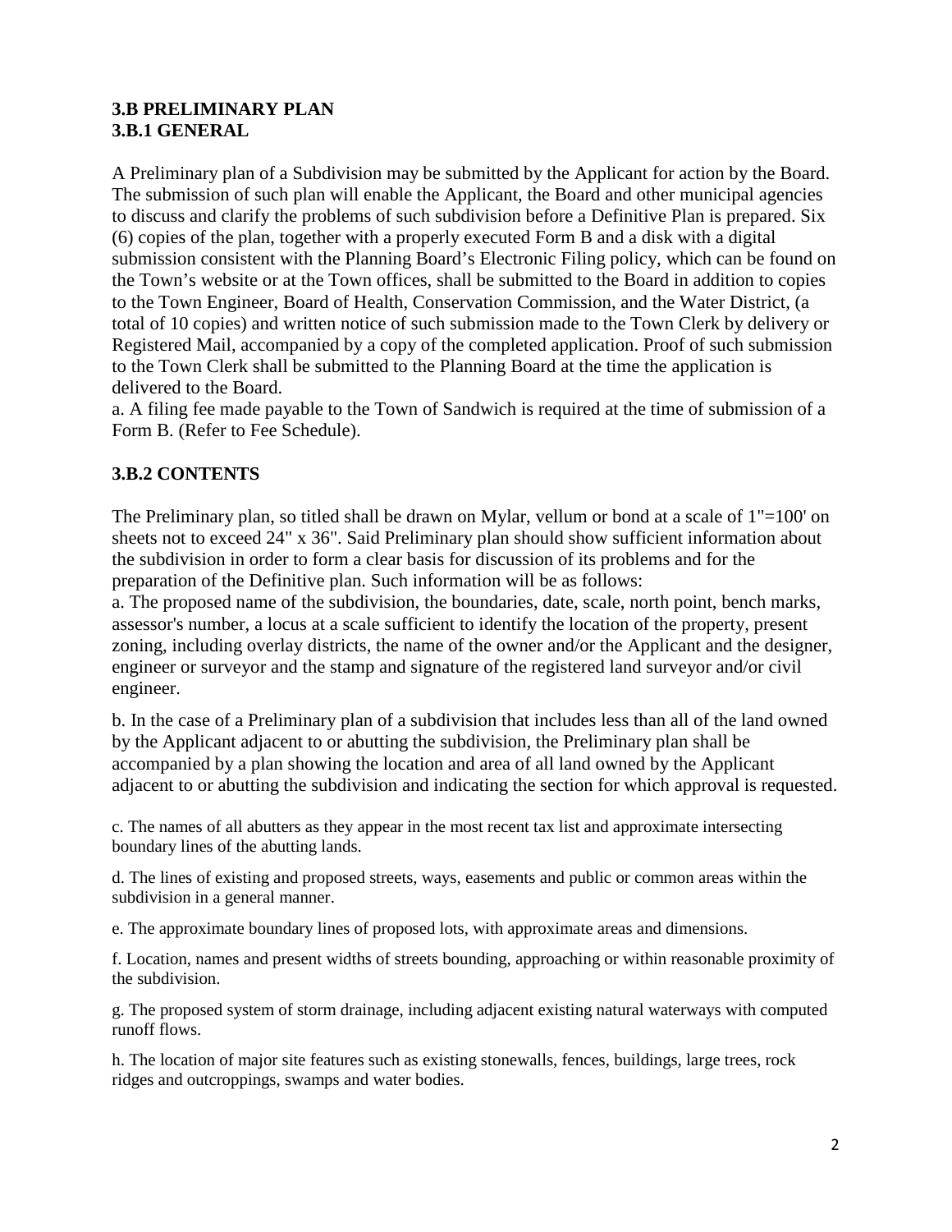### 3.B PRELIMINARY PLAN
### 3.B.1 GENERAL

A Preliminary plan of a Subdivision may be submitted by the Applicant for action by the Board. The submission of such plan will enable the Applicant, the Board and other municipal agencies to discuss and clarify the problems of such subdivision before a Definitive Plan is prepared. Six (6) copies of the plan, together with a properly executed Form B and a disk with a digital submission consistent with the Planning Board's Electronic Filing policy, which can be found on the Town's website or at the Town offices, shall be submitted to the Board in addition to copies to the Town Engineer, Board of Health, Conservation Commission, and the Water District, (a total of 10 copies) and written notice of such submission made to the Town Clerk by delivery or Registered Mail, accompanied by a copy of the completed application. Proof of such submission to the Town Clerk shall be submitted to the Planning Board at the time the application is delivered to the Board.

a. A filing fee made payable to the Town of Sandwich is required at the time of submission of a Form B. (Refer to Fee Schedule).

### 3.B.2 CONTENTS

The Preliminary plan, so titled shall be drawn on Mylar, vellum or bond at a scale of 1"=100' on sheets not to exceed 24" x 36". Said Preliminary plan should show sufficient information about the subdivision in order to form a clear basis for discussion of its problems and for the preparation of the Definitive plan. Such information will be as follows:

a. The proposed name of the subdivision, the boundaries, date, scale, north point, bench marks, assessor's number, a locus at a scale sufficient to identify the location of the property, present zoning, including overlay districts, the name of the owner and/or the Applicant and the designer, engineer or surveyor and the stamp and signature of the registered land surveyor and/or civil engineer.

b. In the case of a Preliminary plan of a subdivision that includes less than all of the land owned by the Applicant adjacent to or abutting the subdivision, the Preliminary plan shall be accompanied by a plan showing the location and area of all land owned by the Applicant adjacent to or abutting the subdivision and indicating the section for which approval is requested.

c. The names of all abutters as they appear in the most recent tax list and approximate intersecting boundary lines of the abutting lands.

d. The lines of existing and proposed streets, ways, easements and public or common areas within the subdivision in a general manner.

e. The approximate boundary lines of proposed lots, with approximate areas and dimensions.

f. Location, names and present widths of streets bounding, approaching or within reasonable proximity of the subdivision.

g. The proposed system of storm drainage, including adjacent existing natural waterways with computed runoff flows.

h. The location of major site features such as existing stonewalls, fences, buildings, large trees, rock ridges and outcroppings, swamps and water bodies.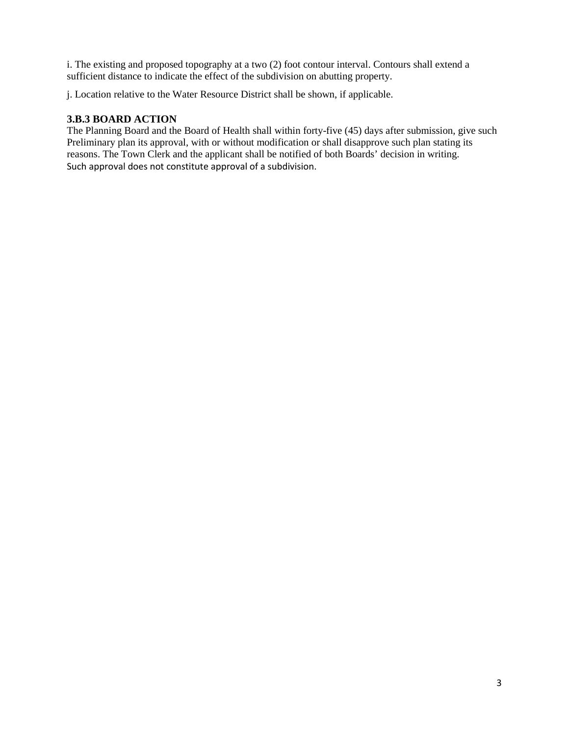i. The existing and proposed topography at a two (2) foot contour interval. Contours shall extend a sufficient distance to indicate the effect of the subdivision on abutting property.

j. Location relative to the Water Resource District shall be shown, if applicable.

### 3.B.3 BOARD ACTION

The Planning Board and the Board of Health shall within forty-five (45) days after submission, give such Preliminary plan its approval, with or without modification or shall disapprove such plan stating its reasons. The Town Clerk and the applicant shall be notified of both Boards' decision in writing. Such approval does not constitute approval of a subdivision.